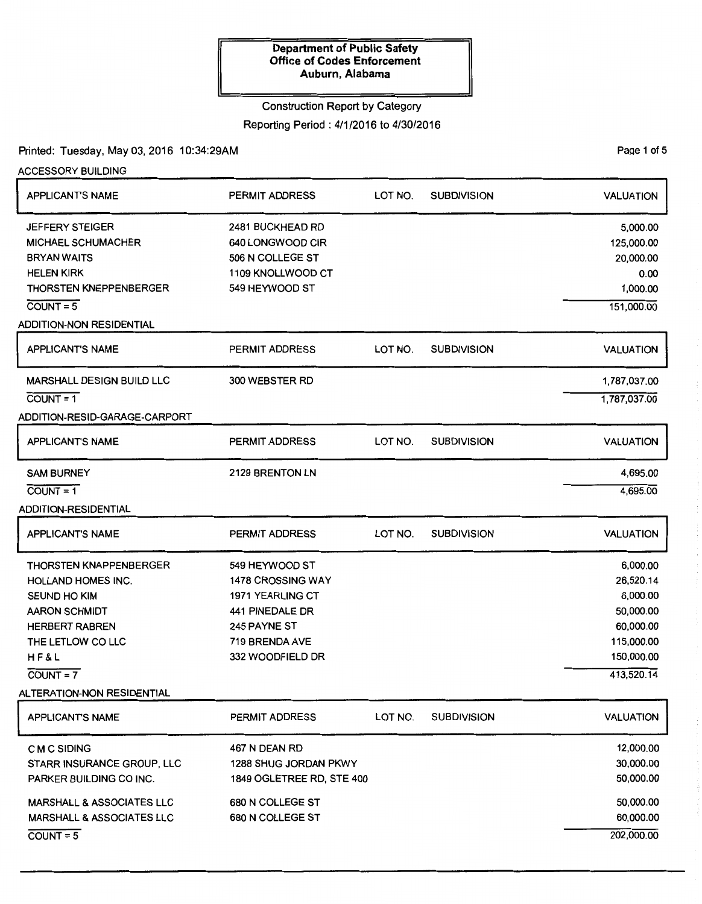**Department of Public Safety**
**Office of Codes Enforcement**
**Auburn, Alabama**

Construction Report by Category

Reporting Period : 4/1/2016 to 4/30/2016

Printed: Tuesday, May 03, 2016 10:34:29AM

### ACCESSORY BUILDING

| APPLICANT'S NAME | PERMIT ADDRESS | LOT NO. | SUBDIVISION | VALUATION |
|---|---|---|---|---|
| JEFFERY STEIGER | 2481 BUCKHEAD RD | | | 5,000.00 |
| MICHAEL SCHUMACHER | 640 LONGWOOD CIR | | | 125,000.00 |
| BRYAN WAITS | 506 N COLLEGE ST | | | 20,000.00 |
| HELEN KIRK | 1109 KNOLLWOOD CT | | | 0.00 |
| THORSTEN KNEPPENBERGER | 549 HEYWOOD ST | | | 1,000.00 |
| COUNT = 5 | | | | 151,000.00 |

### ADDITION-NON RESIDENTIAL

| APPLICANT'S NAME | PERMIT ADDRESS | LOT NO. | SUBDIVISION | VALUATION |
|---|---|---|---|---|
| MARSHALL DESIGN BUILD LLC | 300 WEBSTER RD | | | 1,787,037.00 |
| COUNT = 1 | | | | 1,787,037.00 |

### ADDITION-RESID-GARAGE-CARPORT

| APPLICANT'S NAME | PERMIT ADDRESS | LOT NO. | SUBDIVISION | VALUATION |
|---|---|---|---|---|
| SAM BURNEY | 2129 BRENTON LN | | | 4,695.00 |
| COUNT = 1 | | | | 4,695.00 |

### ADDITION-RESIDENTIAL

| APPLICANT'S NAME | PERMIT ADDRESS | LOT NO. | SUBDIVISION | VALUATION |
|---|---|---|---|---|
| THORSTEN KNAPPENBERGER | 549 HEYWOOD ST | | | 6,000.00 |
| HOLLAND HOMES INC. | 1478 CROSSING WAY | | | 26,520.14 |
| SEUND HO KIM | 1971 YEARLING CT | | | 6,000.00 |
| AARON SCHMIDT | 441 PINEDALE DR | | | 50,000.00 |
| HERBERT RABREN | 245 PAYNE ST | | | 60,000.00 |
| THE LETLOW CO LLC | 719 BRENDA AVE | | | 115,000.00 |
| H F & L | 332 WOODFIELD DR | | | 150,000.00 |
| COUNT = 7 | | | | 413,520.14 |

### ALTERATION-NON RESIDENTIAL

| APPLICANT'S NAME | PERMIT ADDRESS | LOT NO. | SUBDIVISION | VALUATION |
|---|---|---|---|---|
| C M C SIDING | 467 N DEAN RD | | | 12,000.00 |
| STARR INSURANCE GROUP, LLC | 1288 SHUG JORDAN PKWY | | | 30,000.00 |
| PARKER BUILDING CO INC. | 1849 OGLETREE RD, STE 400 | | | 50,000.00 |
| MARSHALL & ASSOCIATES LLC | 680 N COLLEGE ST | | | 50,000.00 |
| MARSHALL & ASSOCIATES LLC | 680 N COLLEGE ST | | | 60,000.00 |
| COUNT = 5 | | | | 202,000.00 |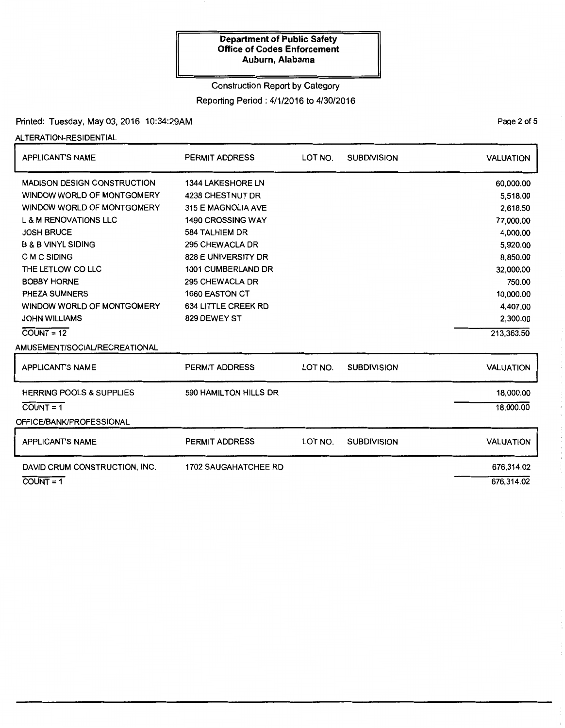**Department of Public Safety**
**Office of Codes Enforcement**
**Auburn, Alabama**

Construction Report by Category

Reporting Period : 4/1/2016 to 4/30/2016

Printed: Tuesday, May 03, 2016 10:34:29AM

ALTERATION-RESIDENTIAL

| APPLICANT'S NAME | PERMIT ADDRESS | LOT NO. | SUBDIVISION | VALUATION |
|---|---|---|---|---|
| MADISON DESIGN CONSTRUCTION | 1344 LAKESHORE LN | | | 60,000.00 |
| WINDOW WORLD OF MONTGOMERY | 4238 CHESTNUT DR | | | 5,518.00 |
| WINDOW WORLD OF MONTGOMERY | 315 E MAGNOLIA AVE | | | 2,618.50 |
| L & M RENOVATIONS LLC | 1490 CROSSING WAY | | | 77,000.00 |
| JOSH BRUCE | 584 TALHIEM DR | | | 4,000.00 |
| B & B VINYL SIDING | 295 CHEWACLA DR | | | 5,920.00 |
| C M C SIDING | 828 E UNIVERSITY DR | | | 8,850.00 |
| THE LETLOW CO LLC | 1001 CUMBERLAND DR | | | 32,000.00 |
| BOBBY HORNE | 295 CHEWACLA DR | | | 750.00 |
| PHEZA SUMNERS | 1660 EASTON CT | | | 10,000.00 |
| WINDOW WORLD OF MONTGOMERY | 634 LITTLE CREEK RD | | | 4,407.00 |
| JOHN WILLIAMS | 829 DEWEY ST | | | 2,300.00 |
| COUNT = 12 | | | | 213,363.50 |

AMUSEMENT/SOCIAL/RECREATIONAL

| APPLICANT'S NAME | PERMIT ADDRESS | LOT NO. | SUBDIVISION | VALUATION |
|---|---|---|---|---|
| HERRING POOLS & SUPPLIES | 590 HAMILTON HILLS DR | | | 18,000.00 |
| COUNT = 1 | | | | 18,000.00 |

OFFICE/BANK/PROFESSIONAL

| APPLICANT'S NAME | PERMIT ADDRESS | LOT NO. | SUBDIVISION | VALUATION |
|---|---|---|---|---|
| DAVID CRUM CONSTRUCTION, INC. | 1702 SAUGAHATCHEE RD | | | 676,314.02 |
| COUNT = 1 | | | | 676,314.02 |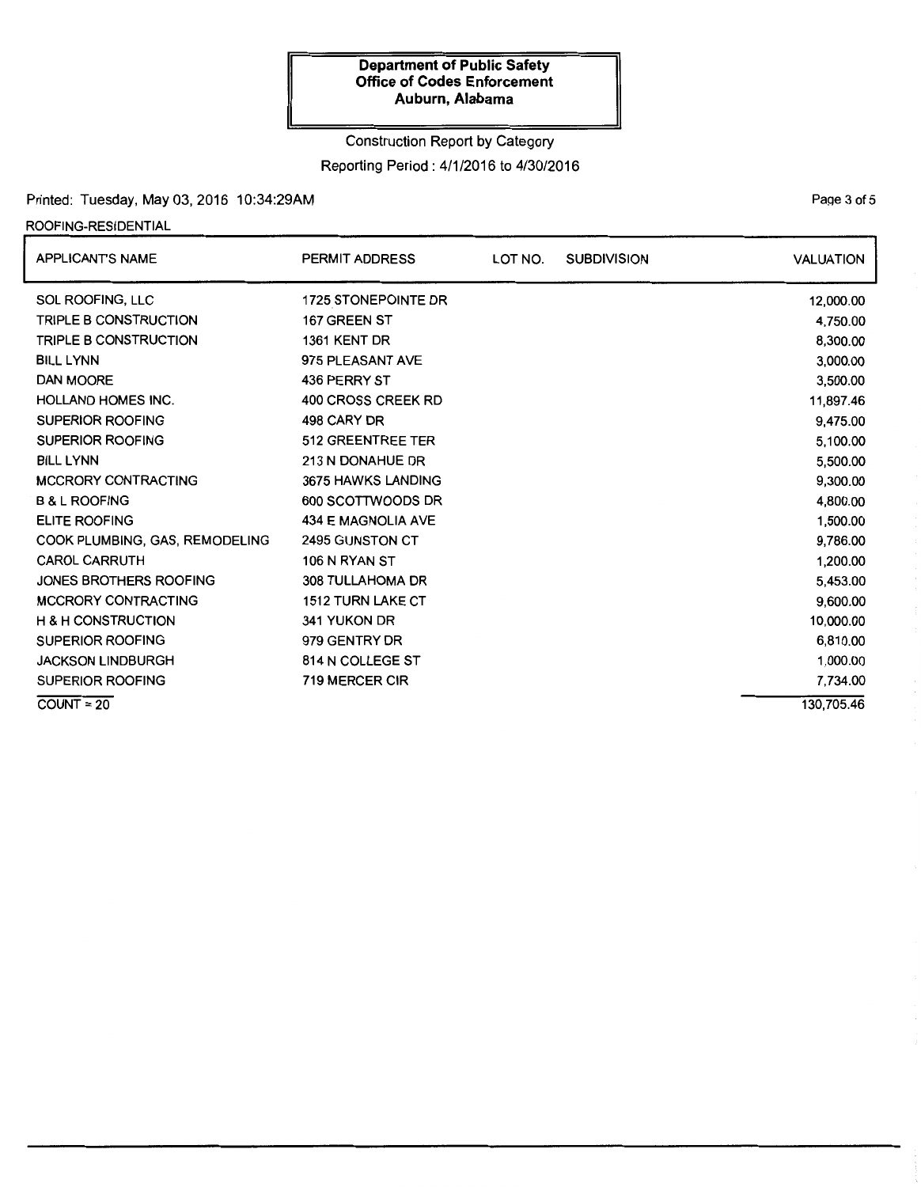**Department of Public Safety**
**Office of Codes Enforcement**
**Auburn, Alabama**

Construction Report by Category

Reporting Period : 4/1/2016 to 4/30/2016

Printed: Tuesday, May 03, 2016 10:34:29AM

ROOFING-RESIDENTIAL

| APPLICANT'S NAME | PERMIT ADDRESS | LOT NO. | SUBDIVISION | VALUATION |
|---|---|---|---|---|
| SOL ROOFING, LLC | 1725 STONEPOINTE DR | | | 12,000.00 |
| TRIPLE B CONSTRUCTION | 167 GREEN ST | | | 4,750.00 |
| TRIPLE B CONSTRUCTION | 1361 KENT DR | | | 8,300.00 |
| BILL LYNN | 975 PLEASANT AVE | | | 3,000.00 |
| DAN MOORE | 436 PERRY ST | | | 3,500.00 |
| HOLLAND HOMES INC. | 400 CROSS CREEK RD | | | 11,897.46 |
| SUPERIOR ROOFING | 498 CARY DR | | | 9,475.00 |
| SUPERIOR ROOFING | 512 GREENTREE TER | | | 5,100.00 |
| BILL LYNN | 213 N DONAHUE DR | | | 5,500.00 |
| MCCRORY CONTRACTING | 3675 HAWKS LANDING | | | 9,300.00 |
| B & L ROOFING | 600 SCOTTWOODS DR | | | 4,800.00 |
| ELITE ROOFING | 434 E MAGNOLIA AVE | | | 1,500.00 |
| COOK PLUMBING, GAS, REMODELING | 2495 GUNSTON CT | | | 9,786.00 |
| CAROL CARRUTH | 106 N RYAN ST | | | 1,200.00 |
| JONES BROTHERS ROOFING | 308 TULLAHOMA DR | | | 5,453.00 |
| MCCRORY CONTRACTING | 1512 TURN LAKE CT | | | 9,600.00 |
| H & H CONSTRUCTION | 341 YUKON DR | | | 10,000.00 |
| SUPERIOR ROOFING | 979 GENTRY DR | | | 6,810.00 |
| JACKSON LINDBURGH | 814 N COLLEGE ST | | | 1,000.00 |
| SUPERIOR ROOFING | 719 MERCER CIR | | | 7,734.00 |
| COUNT = 20 | | | | 130,705.46 |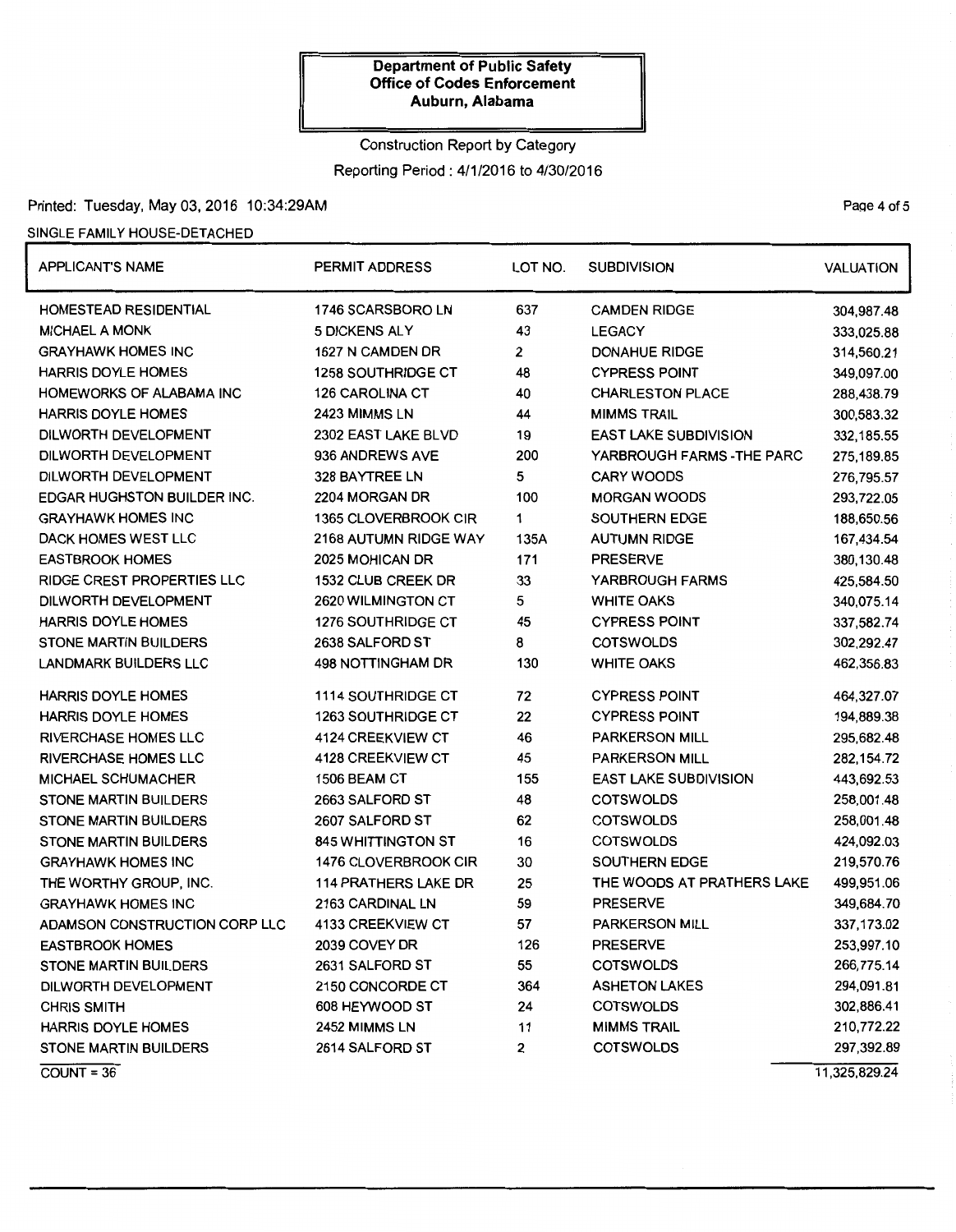**Department of Public Safety**
**Office of Codes Enforcement**
**Auburn, Alabama**

Construction Report by Category

Reporting Period : 4/1/2016 to 4/30/2016

Printed: Tuesday, May 03, 2016 10:34:29AM

SINGLE FAMILY HOUSE-DETACHED

| APPLICANT'S NAME | PERMIT ADDRESS | LOT NO. | SUBDIVISION | VALUATION |
|---|---|---|---|---|
| HOMESTEAD RESIDENTIAL | 1746 SCARSBORO LN | 637 | CAMDEN RIDGE | 304,987.48 |
| MICHAEL A MONK | 5 DICKENS ALY | 43 | LEGACY | 333,025.88 |
| GRAYHAWK HOMES INC | 1627 N CAMDEN DR | 2 | DONAHUE RIDGE | 314,560.21 |
| HARRIS DOYLE HOMES | 1258 SOUTHRIDGE CT | 48 | CYPRESS POINT | 349,097.00 |
| HOMEWORKS OF ALABAMA INC | 126 CAROLINA CT | 40 | CHARLESTON PLACE | 288,438.79 |
| HARRIS DOYLE HOMES | 2423 MIMMS LN | 44 | MIMMS TRAIL | 300,583.32 |
| DILWORTH DEVELOPMENT | 2302 EAST LAKE BLVD | 19 | EAST LAKE SUBDIVISION | 332,185.55 |
| DILWORTH DEVELOPMENT | 936 ANDREWS AVE | 200 | YARBROUGH FARMS -THE PARC | 275,189.85 |
| DILWORTH DEVELOPMENT | 328 BAYTREE LN | 5 | CARY WOODS | 276,795.57 |
| EDGAR HUGHSTON BUILDER INC. | 2204 MORGAN DR | 100 | MORGAN WOODS | 293,722.05 |
| GRAYHAWK HOMES INC | 1365 CLOVERBROOK CIR | 1 | SOUTHERN EDGE | 188,650.56 |
| DACK HOMES WEST LLC | 2168 AUTUMN RIDGE WAY | 135A | AUTUMN RIDGE | 167,434.54 |
| EASTBROOK HOMES | 2025 MOHICAN DR | 171 | PRESERVE | 380,130.48 |
| RIDGE CREST PROPERTIES LLC | 1532 CLUB CREEK DR | 33 | YARBROUGH FARMS | 425,584.50 |
| DILWORTH DEVELOPMENT | 2620 WILMINGTON CT | 5 | WHITE OAKS | 340,075.14 |
| HARRIS DOYLE HOMES | 1276 SOUTHRIDGE CT | 45 | CYPRESS POINT | 337,582.74 |
| STONE MARTIN BUILDERS | 2638 SALFORD ST | 8 | COTSWOLDS | 302,292.47 |
| LANDMARK BUILDERS LLC | 498 NOTTINGHAM DR | 130 | WHITE OAKS | 462,356.83 |
| HARRIS DOYLE HOMES | 1114 SOUTHRIDGE CT | 72 | CYPRESS POINT | 464,327.07 |
| HARRIS DOYLE HOMES | 1263 SOUTHRIDGE CT | 22 | CYPRESS POINT | 194,889.38 |
| RIVERCHASE HOMES LLC | 4124 CREEKVIEW CT | 46 | PARKERSON MILL | 295,682.48 |
| RIVERCHASE HOMES LLC | 4128 CREEKVIEW CT | 45 | PARKERSON MILL | 282,154.72 |
| MICHAEL SCHUMACHER | 1506 BEAM CT | 155 | EAST LAKE SUBDIVISION | 443,692.53 |
| STONE MARTIN BUILDERS | 2663 SALFORD ST | 48 | COTSWOLDS | 258,001.48 |
| STONE MARTIN BUILDERS | 2607 SALFORD ST | 62 | COTSWOLDS | 258,001.48 |
| STONE MARTIN BUILDERS | 845 WHITTINGTON ST | 16 | COTSWOLDS | 424,092.03 |
| GRAYHAWK HOMES INC | 1476 CLOVERBROOK CIR | 30 | SOUTHERN EDGE | 219,570.76 |
| THE WORTHY GROUP, INC. | 114 PRATHERS LAKE DR | 25 | THE WOODS AT PRATHERS LAKE | 499,951.06 |
| GRAYHAWK HOMES INC | 2163 CARDINAL LN | 59 | PRESERVE | 349,684.70 |
| ADAMSON CONSTRUCTION CORP LLC | 4133 CREEKVIEW CT | 57 | PARKERSON MILL | 337,173.02 |
| EASTBROOK HOMES | 2039 COVEY DR | 126 | PRESERVE | 253,997.10 |
| STONE MARTIN BUILDERS | 2631 SALFORD ST | 55 | COTSWOLDS | 266,775.14 |
| DILWORTH DEVELOPMENT | 2150 CONCORDE CT | 364 | ASHETON LAKES | 294,091.81 |
| CHRIS SMITH | 608 HEYWOOD ST | 24 | COTSWOLDS | 302,886.41 |
| HARRIS DOYLE HOMES | 2452 MIMMS LN | 11 | MIMMS TRAIL | 210,772.22 |
| STONE MARTIN BUILDERS | 2614 SALFORD ST | 2 | COTSWOLDS | 297,392.89 |
| COUNT = 36 | | | | 11,325,829.24 |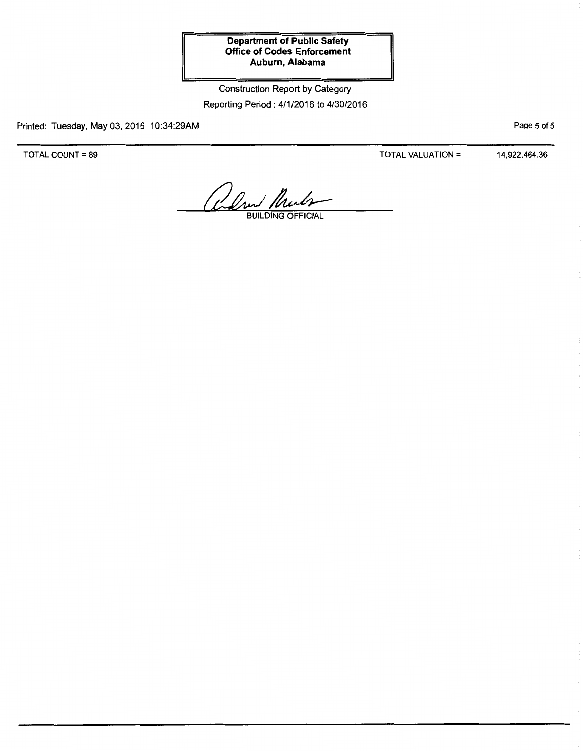**Department of Public Safety**
**Office of Codes Enforcement**
**Auburn, Alabama**

Construction Report by Category

Reporting Period : 4/1/2016 to 4/30/2016

Printed: Tuesday, May 03, 2016 10:34:29AM

TOTAL COUNT = 89 TOTAL VALUATION = 14,922,464.36

BUILDING OFFICIAL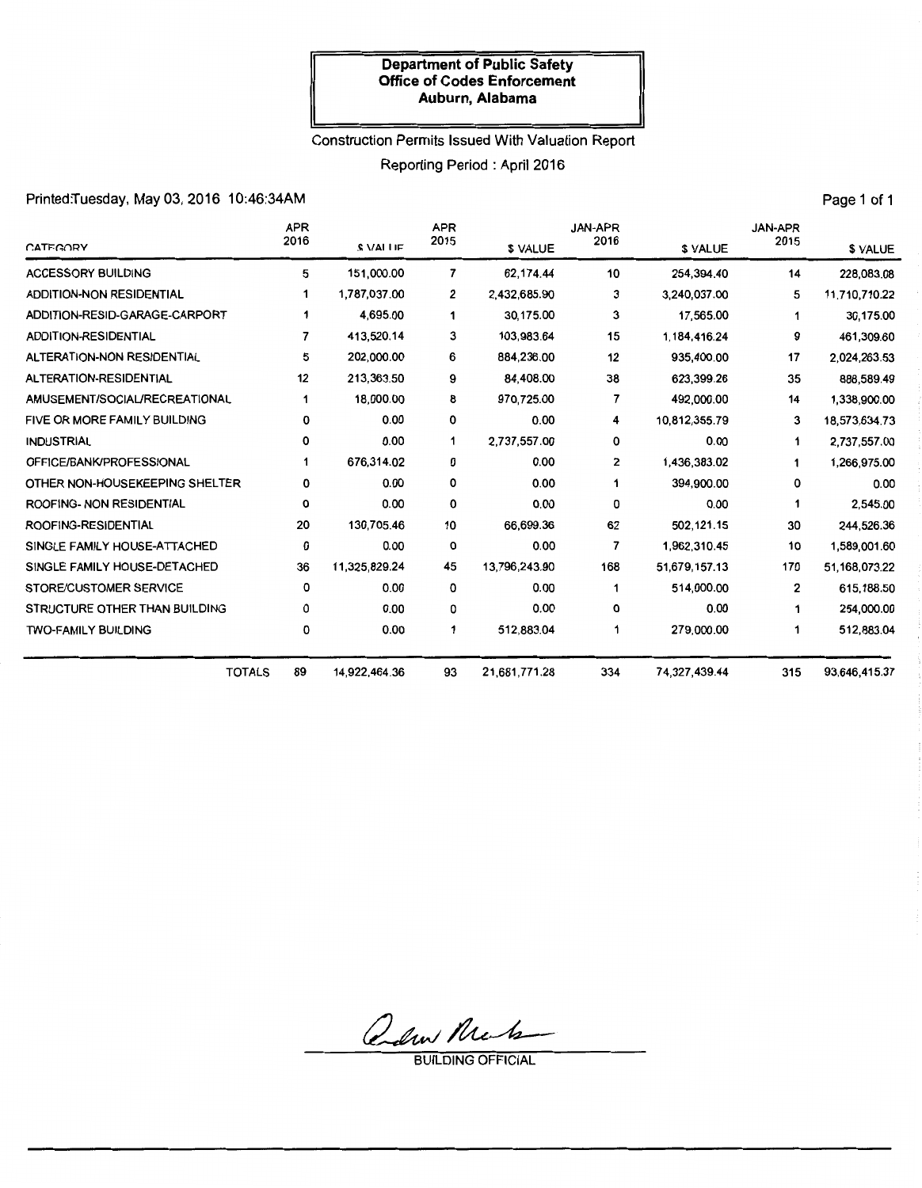**Department of Public Safety**
**Office of Codes Enforcement**
**Auburn, Alabama**

Construction Permits Issued With Valuation Report

Reporting Period : April 2016

Printed:Tuesday, May 03, 2016 10:46:34AM

| CATEGORY | APR 2016 | $ VALUE | APR 2015 | $ VALUE | JAN-APR 2016 | $ VALUE | JAN-APR 2015 | $ VALUE |
|---|---|---|---|---|---|---|---|---|
| ACCESSORY BUILDING | 5 | 151,000.00 | 7 | 62,174.44 | 10 | 254,394.40 | 14 | 228,083.08 |
| ADDITION-NON RESIDENTIAL | 1 | 1,787,037.00 | 2 | 2,432,685.90 | 3 | 3,240,037.00 | 5 | 11,710,710.22 |
| ADDITION-RESID-GARAGE-CARPORT | 1 | 4,695.00 | 1 | 30,175.00 | 3 | 17,565.00 | 1 | 30,175.00 |
| ADDITION-RESIDENTIAL | 7 | 413,520.14 | 3 | 103,983.64 | 15 | 1,184,416.24 | 9 | 461,309.60 |
| ALTERATION-NON RESIDENTIAL | 5 | 202,000.00 | 6 | 884,236.00 | 12 | 935,400.00 | 17 | 2,024,263.53 |
| ALTERATION-RESIDENTIAL | 12 | 213,363.50 | 9 | 84,408.00 | 38 | 623,399.26 | 35 | 886,589.49 |
| AMUSEMENT/SOCIAL/RECREATIONAL | 1 | 18,000.00 | 8 | 970,725.00 | 7 | 492,000.00 | 14 | 1,338,900.00 |
| FIVE OR MORE FAMILY BUILDING | 0 | 0.00 | 0 | 0.00 | 4 | 10,812,355.79 | 3 | 18,573,634.73 |
| INDUSTRIAL | 0 | 0.00 | 1 | 2,737,557.00 | 0 | 0.00 | 1 | 2,737,557.00 |
| OFFICE/BANK/PROFESSIONAL | 1 | 676,314.02 | 0 | 0.00 | 2 | 1,436,383.02 | 1 | 1,266,975.00 |
| OTHER NON-HOUSEKEEPING SHELTER | 0 | 0.00 | 0 | 0.00 | 1 | 394,900.00 | 0 | 0.00 |
| ROOFING- NON RESIDENTIAL | 0 | 0.00 | 0 | 0.00 | 0 | 0.00 | 1 | 2,545.00 |
| ROOFING-RESIDENTIAL | 20 | 130,705.46 | 10 | 66,699.36 | 62 | 502,121.15 | 30 | 244,526.36 |
| SINGLE FAMILY HOUSE-ATTACHED | 0 | 0.00 | 0 | 0.00 | 7 | 1,962,310.45 | 10 | 1,589,001.60 |
| SINGLE FAMILY HOUSE-DETACHED | 36 | 11,325,829.24 | 45 | 13,796,243.90 | 168 | 51,679,157.13 | 170 | 51,168,073.22 |
| STORE/CUSTOMER SERVICE | 0 | 0.00 | 0 | 0.00 | 1 | 514,000.00 | 2 | 615,188.50 |
| STRUCTURE OTHER THAN BUILDING | 0 | 0.00 | 0 | 0.00 | 0 | 0.00 | 1 | 254,000.00 |
| TWO-FAMILY BUILDING | 0 | 0.00 | 1 | 512,883.04 | 1 | 279,000.00 | 1 | 512,883.04 |
| TOTALS | 89 | 14,922,464.36 | 93 | 21,681,771.28 | 334 | 74,327,439.44 | 315 | 93,646,415.37 |

BUILDING OFFICIAL